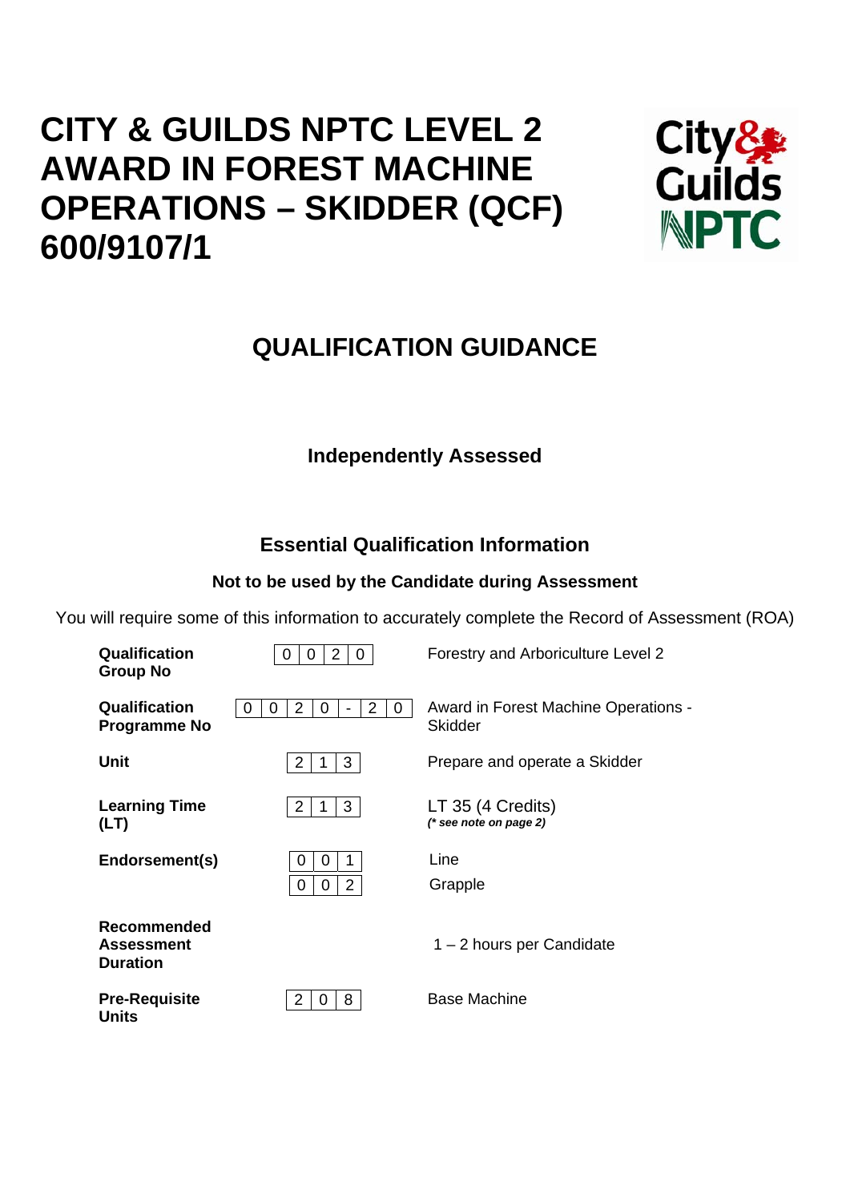# CITY & GUILDS NPTC LEVEL 2 AWARD IN FOREST MACHINE OPERATIONS – SKIDDER (QCF) 600/9107/1

## QUALIFICATION GUIDANCE

### Independently Assessed

### Essential Qualification Information

**Not to be used by the Candidate during Assessment**

You will require some of this information to accurately complete the Record of Assessment (ROA)

| | | |
|---|---|---|
| **Qualification Group No** | 0 0 2 0 | Forestry and Arboriculture Level 2 |
| **Qualification Programme No** | 0 0 2 0 - 2 0 | Award in Forest Machine Operations - Skidder |
| **Unit** | 2 1 3 | Prepare and operate a Skidder |
| **Learning Time (LT)** | 2 1 3 | LT 35 (4 Credits) *(\* see note on page 2)* |
| **Endorsement(s)** | 0 0 1<br>0 0 2 | Line<br>Grapple |
| **Recommended Assessment Duration** | | 1 – 2 hours per Candidate |
| **Pre-Requisite Units** | 2 0 8 | Base Machine |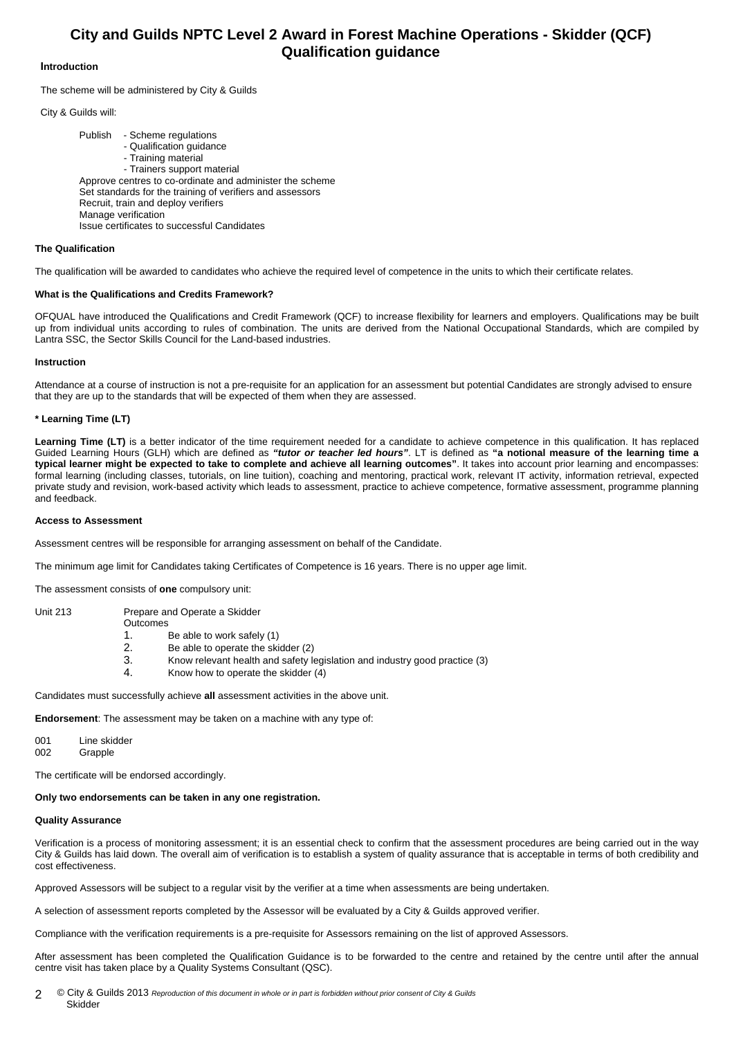# City and Guilds NPTC Level 2 Award in Forest Machine Operations - Skidder (QCF)
## Qualification guidance

### Introduction

The scheme will be administered by City & Guilds

City & Guilds will:

Publish
- Scheme regulations
- Qualification guidance
- Training material
- Trainers support material

Approve centres to co-ordinate and administer the scheme
Set standards for the training of verifiers and assessors
Recruit, train and deploy verifiers
Manage verification
Issue certificates to successful Candidates

### The Qualification

The qualification will be awarded to candidates who achieve the required level of competence in the units to which their certificate relates.

### What is the Qualifications and Credits Framework?

OFQUAL have introduced the Qualifications and Credit Framework (QCF) to increase flexibility for learners and employers. Qualifications may be built up from individual units according to rules of combination. The units are derived from the National Occupational Standards, which are compiled by Lantra SSC, the Sector Skills Council for the Land-based industries.

### Instruction

Attendance at a course of instruction is not a pre-requisite for an application for an assessment but potential Candidates are strongly advised to ensure that they are up to the standards that will be expected of them when they are assessed.

### * Learning Time (LT)

**Learning Time (LT)** is a better indicator of the time requirement needed for a candidate to achieve competence in this qualification. It has replaced Guided Learning Hours (GLH) which are defined as ***"tutor or teacher led hours"***. LT is defined as **"a notional measure of the learning time a typical learner might be expected to take to complete and achieve all learning outcomes"**. It takes into account prior learning and encompasses: formal learning (including classes, tutorials, on line tuition), coaching and mentoring, practical work, relevant IT activity, information retrieval, expected private study and revision, work-based activity which leads to assessment, practice to achieve competence, formative assessment, programme planning and feedback.

### Access to Assessment

Assessment centres will be responsible for arranging assessment on behalf of the Candidate.

The minimum age limit for Candidates taking Certificates of Competence is 16 years. There is no upper age limit.

The assessment consists of **one** compulsory unit:

Unit 213 Prepare and Operate a Skidder

Outcomes
1. Be able to work safely (1)
2. Be able to operate the skidder (2)
3. Know relevant health and safety legislation and industry good practice (3)
4. Know how to operate the skidder (4)

Candidates must successfully achieve **all** assessment activities in the above unit.

**Endorsement**: The assessment may be taken on a machine with any type of:

001 Line skidder
002 Grapple

The certificate will be endorsed accordingly.

**Only two endorsements can be taken in any one registration.**

### Quality Assurance

Verification is a process of monitoring assessment; it is an essential check to confirm that the assessment procedures are being carried out in the way City & Guilds has laid down. The overall aim of verification is to establish a system of quality assurance that is acceptable in terms of both credibility and cost effectiveness.

Approved Assessors will be subject to a regular visit by the verifier at a time when assessments are being undertaken.

A selection of assessment reports completed by the Assessor will be evaluated by a City & Guilds approved verifier.

Compliance with the verification requirements is a pre-requisite for Assessors remaining on the list of approved Assessors.

After assessment has been completed the Qualification Guidance is to be forwarded to the centre and retained by the centre until after the annual centre visit has taken place by a Quality Systems Consultant (QSC).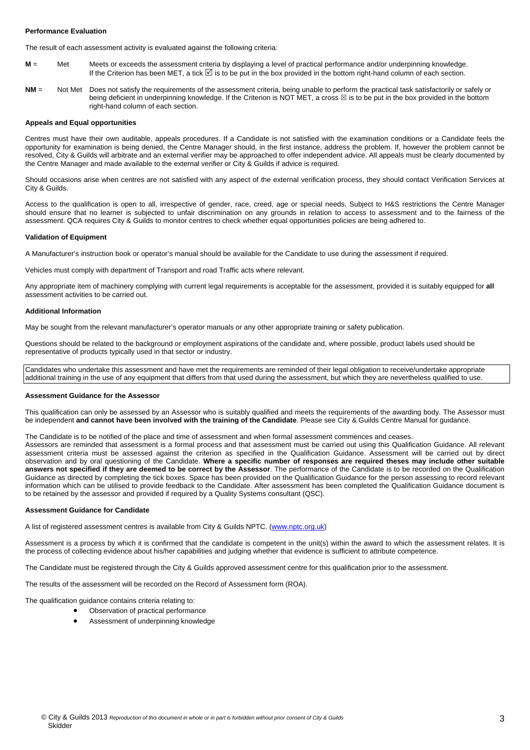**Performance Evaluation**

The result of each assessment activity is evaluated against the following criteria:

**M** = Met — Meets or exceeds the assessment criteria by displaying a level of practical performance and/or underpinning knowledge. If the Criterion has been MET, a tick ☑ is to be put in the box provided in the bottom right-hand column of each section.

**NM** = Not Met — Does not satisfy the requirements of the assessment criteria, being unable to perform the practical task satisfactorily or safely or being deficient in underpinning knowledge. If the Criterion is NOT MET, a cross ☒ is to be put in the box provided in the bottom right-hand column of each section.

**Appeals and Equal opportunities**

Centres must have their own auditable, appeals procedures. If a Candidate is not satisfied with the examination conditions or a Candidate feels the opportunity for examination is being denied, the Centre Manager should, in the first instance, address the problem. If, however the problem cannot be resolved, City & Guilds will arbitrate and an external verifier may be approached to offer independent advice. All appeals must be clearly documented by the Centre Manager and made available to the external verifier or City & Guilds if advice is required.

Should occasions arise when centres are not satisfied with any aspect of the external verification process, they should contact Verification Services at City & Guilds.

Access to the qualification is open to all, irrespective of gender, race, creed, age or special needs. Subject to H&S restrictions the Centre Manager should ensure that no learner is subjected to unfair discrimination on any grounds in relation to access to assessment and to the fairness of the assessment. QCA requires City & Guilds to monitor centres to check whether equal opportunities policies are being adhered to.

**Validation of Equipment**

A Manufacturer's instruction book or operator's manual should be available for the Candidate to use during the assessment if required.

Vehicles must comply with department of Transport and road Traffic acts where relevant.

Any appropriate item of machinery complying with current legal requirements is acceptable for the assessment, provided it is suitably equipped for **all** assessment activities to be carried out.

**Additional Information**

May be sought from the relevant manufacturer's operator manuals or any other appropriate training or safety publication.

Questions should be related to the background or employment aspirations of the candidate and, where possible, product labels used should be representative of products typically used in that sector or industry.

Candidates who undertake this assessment and have met the requirements are reminded of their legal obligation to receive/undertake appropriate additional training in the use of any equipment that differs from that used during the assessment, but which they are nevertheless qualified to use.

**Assessment Guidance for the Assessor**

This qualification can only be assessed by an Assessor who is suitably qualified and meets the requirements of the awarding body. The Assessor must be independent **and cannot have been involved with the training of the Candidate**. Please see City & Guilds Centre Manual for guidance.

The Candidate is to be notified of the place and time of assessment and when formal assessment commences and ceases.
Assessors are reminded that assessment is a formal process and that assessment must be carried out using this Qualification Guidance. All relevant assessment criteria must be assessed against the criterion as specified in the Qualification Guidance. Assessment will be carried out by direct observation and by oral questioning of the Candidate. **Where a specific number of responses are required theses may include other suitable answers not specified if they are deemed to be correct by the Assessor**. The performance of the Candidate is to be recorded on the Qualification Guidance as directed by completing the tick boxes. Space has been provided on the Qualification Guidance for the person assessing to record relevant information which can be utilised to provide feedback to the Candidate. After assessment has been completed the Qualification Guidance document is to be retained by the assessor and provided if required by a Quality Systems consultant (QSC).

**Assessment Guidance for Candidate**

A list of registered assessment centres is available from City & Guilds NPTC. (www.nptc.org.uk)

Assessment is a process by which it is confirmed that the candidate is competent in the unit(s) within the award to which the assessment relates. It is the process of collecting evidence about his/her capabilities and judging whether that evidence is sufficient to attribute competence.

The Candidate must be registered through the City & Guilds approved assessment centre for this qualification prior to the assessment.

The results of the assessment will be recorded on the Record of Assessment form (ROA).

The qualification guidance contains criteria relating to:

- Observation of practical performance
- Assessment of underpinning knowledge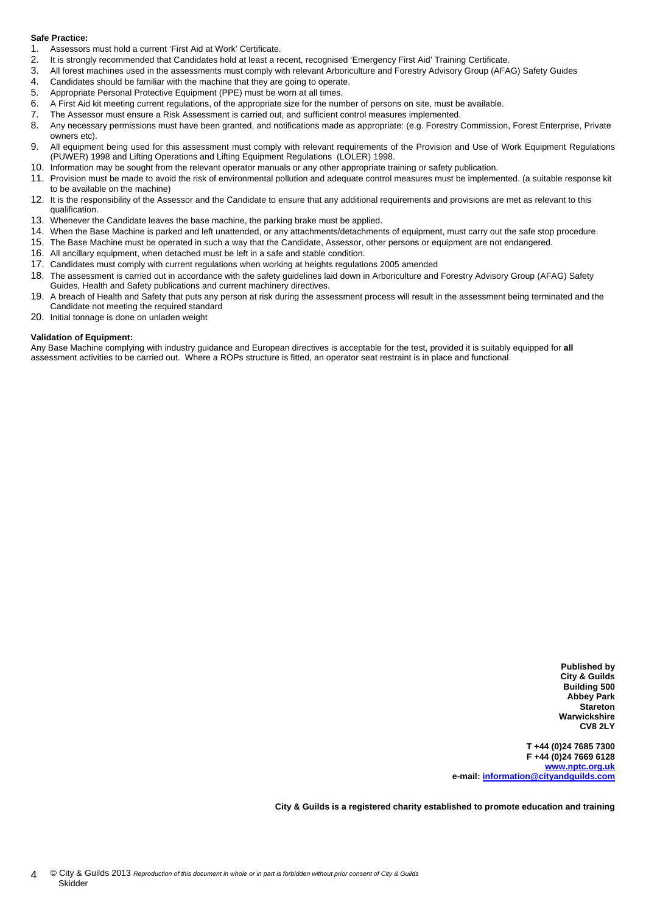**Safe Practice:**

1. Assessors must hold a current 'First Aid at Work' Certificate.
2. It is strongly recommended that Candidates hold at least a recent, recognised 'Emergency First Aid' Training Certificate.
3. All forest machines used in the assessments must comply with relevant Arboriculture and Forestry Advisory Group (AFAG) Safety Guides
4. Candidates should be familiar with the machine that they are going to operate.
5. Appropriate Personal Protective Equipment (PPE) must be worn at all times.
6. A First Aid kit meeting current regulations, of the appropriate size for the number of persons on site, must be available.
7. The Assessor must ensure a Risk Assessment is carried out, and sufficient control measures implemented.
8. Any necessary permissions must have been granted, and notifications made as appropriate: (e.g. Forestry Commission, Forest Enterprise, Private owners etc).
9. All equipment being used for this assessment must comply with relevant requirements of the Provision and Use of Work Equipment Regulations (PUWER) 1998 and Lifting Operations and Lifting Equipment Regulations (LOLER) 1998.
10. Information may be sought from the relevant operator manuals or any other appropriate training or safety publication.
11. Provision must be made to avoid the risk of environmental pollution and adequate control measures must be implemented. (a suitable response kit to be available on the machine)
12. It is the responsibility of the Assessor and the Candidate to ensure that any additional requirements and provisions are met as relevant to this qualification.
13. Whenever the Candidate leaves the base machine, the parking brake must be applied.
14. When the Base Machine is parked and left unattended, or any attachments/detachments of equipment, must carry out the safe stop procedure.
15. The Base Machine must be operated in such a way that the Candidate, Assessor, other persons or equipment are not endangered.
16. All ancillary equipment, when detached must be left in a safe and stable condition.
17. Candidates must comply with current regulations when working at heights regulations 2005 amended
18. The assessment is carried out in accordance with the safety guidelines laid down in Arboriculture and Forestry Advisory Group (AFAG) Safety Guides, Health and Safety publications and current machinery directives.
19. A breach of Health and Safety that puts any person at risk during the assessment process will result in the assessment being terminated and the Candidate not meeting the required standard
20. Initial tonnage is done on unladen weight

**Validation of Equipment:**

Any Base Machine complying with industry guidance and European directives is acceptable for the test, provided it is suitably equipped for **all** assessment activities to be carried out. Where a ROPs structure is fitted, an operator seat restraint is in place and functional.

**Published by**
**City & Guilds**
**Building 500**
**Abbey Park**
**Stareton**
**Warwickshire**
**CV8 2LY**

**T +44 (0)24 7685 7300**
**F +44 (0)24 7669 6128**
**www.nptc.org.uk**
**e-mail: information@cityandguilds.com**

**City & Guilds is a registered charity established to promote education and training**

© City & Guilds 2013 *Reproduction of this document in whole or in part is forbidden without prior consent of City & Guilds*
Skidder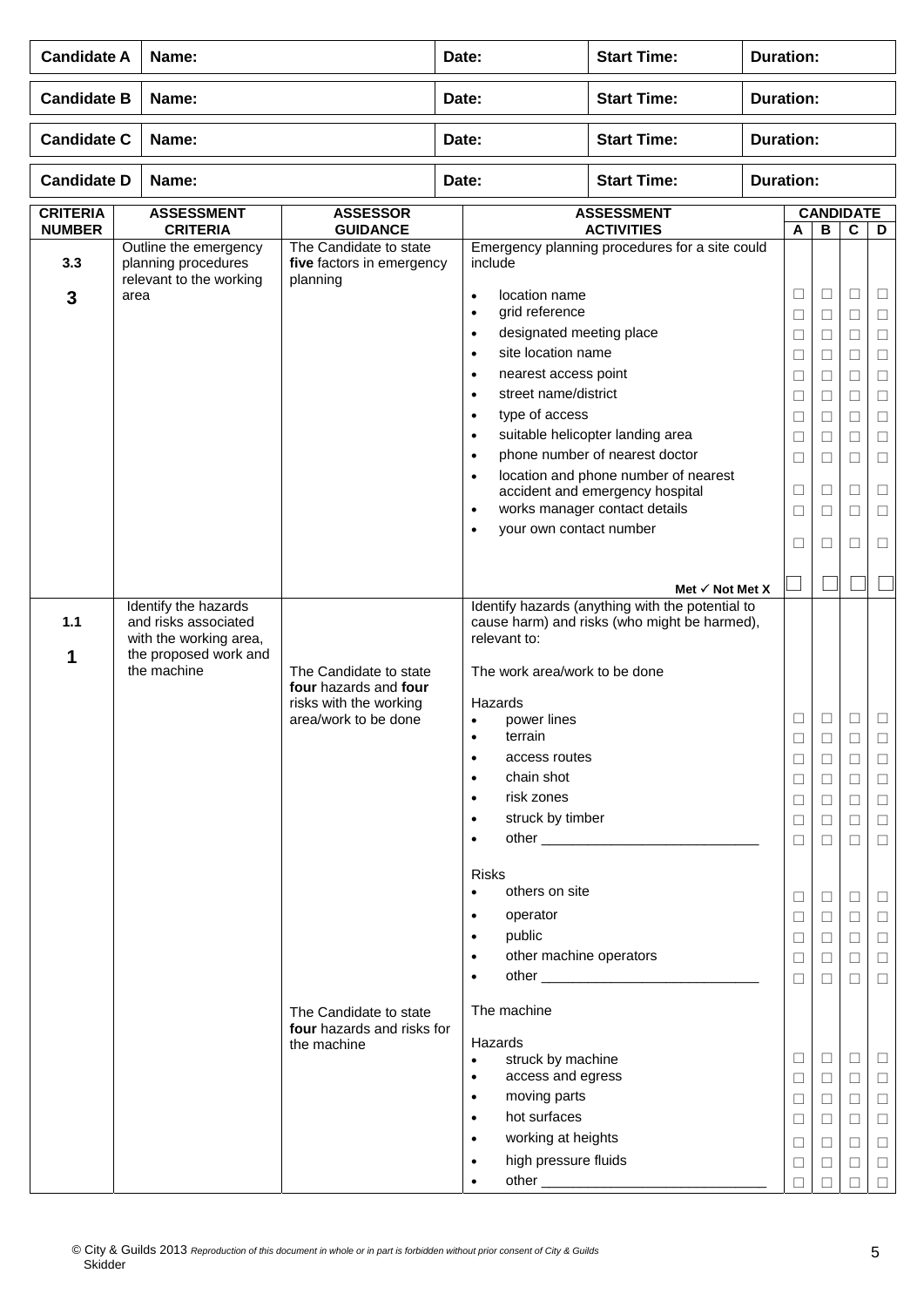| Candidate A | Name: | Date: | Start Time: | Duration: |
|---|---|---|---|---|
| **Candidate B** | **Name:** | **Date:** | **Start Time:** | **Duration:** |
| **Candidate C** | **Name:** | **Date:** | **Start Time:** | **Duration:** |
| **Candidate D** | **Name:** | **Date:** | **Start Time:** | **Duration:** |

| CRITERIA NUMBER | ASSESSMENT CRITERIA | ASSESSOR GUIDANCE | ASSESSMENT ACTIVITIES | A | B | C | D |
|---|---|---|---|---|---|---|---|
| **3.3** **3** | Outline the emergency planning procedures relevant to the working area | The Candidate to state **five** factors in emergency planning | Emergency planning procedures for a site could include | | | | |
| | | | • location name | ☐ | ☐ | ☐ | ☐ |
| | | | • grid reference | ☐ | ☐ | ☐ | ☐ |
| | | | • designated meeting place | ☐ | ☐ | ☐ | ☐ |
| | | | • site location name | ☐ | ☐ | ☐ | ☐ |
| | | | • nearest access point | ☐ | ☐ | ☐ | ☐ |
| | | | • street name/district | ☐ | ☐ | ☐ | ☐ |
| | | | • type of access | ☐ | ☐ | ☐ | ☐ |
| | | | • suitable helicopter landing area | ☐ | ☐ | ☐ | ☐ |
| | | | • phone number of nearest doctor | ☐ | ☐ | ☐ | ☐ |
| | | | • location and phone number of nearest accident and emergency hospital | ☐ | ☐ | ☐ | ☐ |
| | | | • works manager contact details | ☐ | ☐ | ☐ | ☐ |
| | | | • your own contact number | ☐ | ☐ | ☐ | ☐ |
| | | | **Met ✓ Not Met X** | ☐ | ☐ | ☐ | ☐ |
| **1.1** **1** | Identify the hazards and risks associated with the working area, the proposed work and the machine | | Identify hazards (anything with the potential to cause harm) and risks (who might be harmed), relevant to: | | | | |
| | | The Candidate to state **four** hazards and **four** risks with the working area/work to be done | The work area/work to be done | | | | |
| | | | Hazards | | | | |
| | | | • power lines | ☐ | ☐ | ☐ | ☐ |
| | | | • terrain | ☐ | ☐ | ☐ | ☐ |
| | | | • access routes | ☐ | ☐ | ☐ | ☐ |
| | | | • chain shot | ☐ | ☐ | ☐ | ☐ |
| | | | • risk zones | ☐ | ☐ | ☐ | ☐ |
| | | | • struck by timber | ☐ | ☐ | ☐ | ☐ |
| | | | • other ____________________________ | ☐ | ☐ | ☐ | ☐ |
| | | | Risks | | | | |
| | | | • others on site | ☐ | ☐ | ☐ | ☐ |
| | | | • operator | ☐ | ☐ | ☐ | ☐ |
| | | | • public | ☐ | ☐ | ☐ | ☐ |
| | | | • other machine operators | ☐ | ☐ | ☐ | ☐ |
| | | | • other ____________________________ | ☐ | ☐ | ☐ | ☐ |
| | | The Candidate to state **four** hazards and risks for the machine | The machine | | | | |
| | | | Hazards | | | | |
| | | | • struck by machine | ☐ | ☐ | ☐ | ☐ |
| | | | • access and egress | ☐ | ☐ | ☐ | ☐ |
| | | | • moving parts | ☐ | ☐ | ☐ | ☐ |
| | | | • hot surfaces | ☐ | ☐ | ☐ | ☐ |
| | | | • working at heights | ☐ | ☐ | ☐ | ☐ |
| | | | • high pressure fluids | ☐ | ☐ | ☐ | ☐ |
| | | | • other _____________________________ | ☐ | ☐ | ☐ | ☐ |

© City & Guilds 2013 *Reproduction of this document in whole or in part is forbidden without prior consent of City & Guilds*
Skidder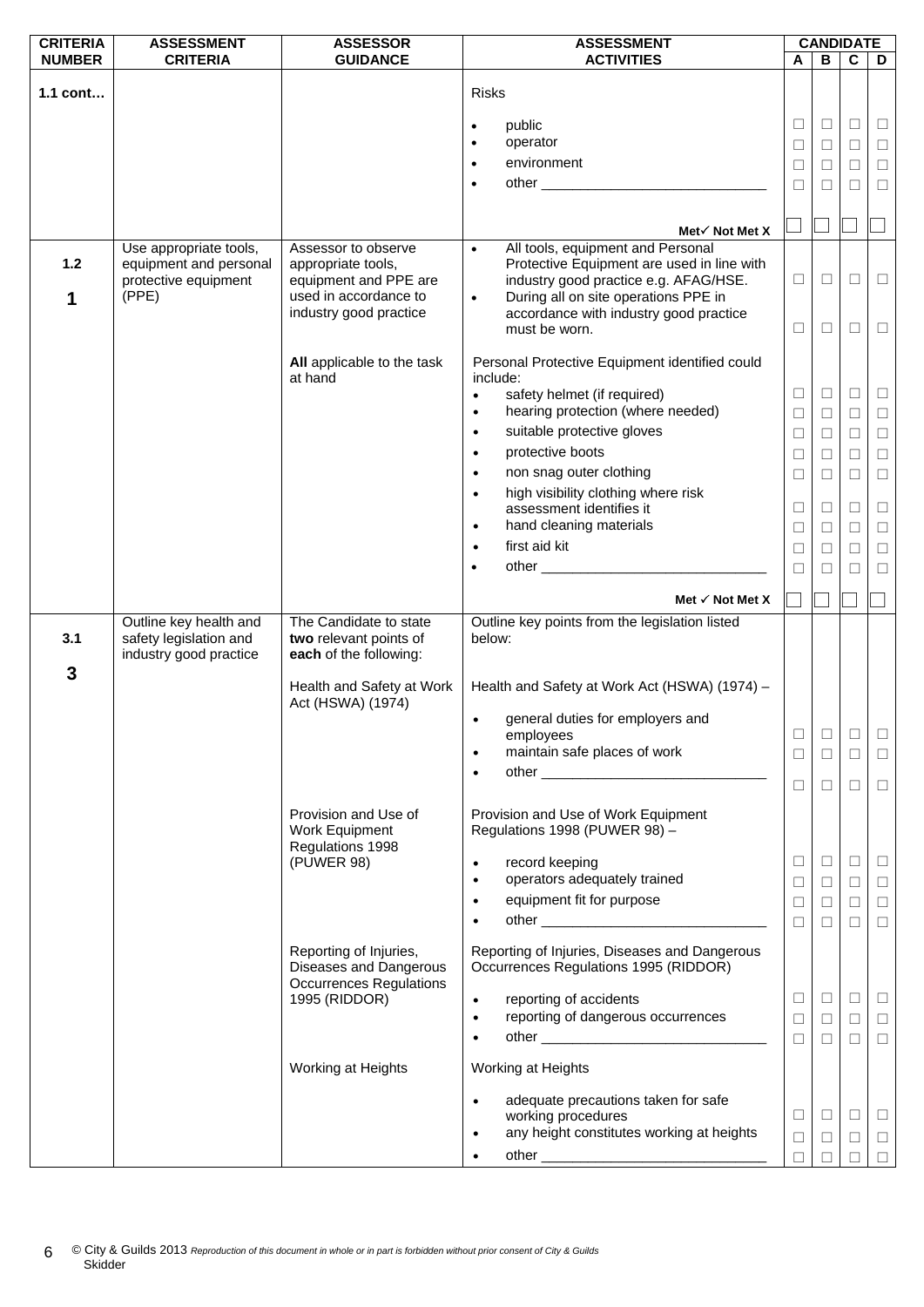| CRITERIA NUMBER | ASSESSMENT CRITERIA | ASSESSOR GUIDANCE | ASSESSMENT ACTIVITIES | CANDIDATE A | B | C | D |
|---|---|---|---|---|---|---|---|
| **1.1 cont…** | | | Risks | | | | |
| | | | • public | ☐ | ☐ | ☐ | ☐ |
| | | | • operator | ☐ | ☐ | ☐ | ☐ |
| | | | • environment | ☐ | ☐ | ☐ | ☐ |
| | | | • other ____________________________ | ☐ | ☐ | ☐ | ☐ |
| | | | **Met✓ Not Met X** | ☐ | ☐ | ☐ | ☐ |
| **1.2** **1** | Use appropriate tools, equipment and personal protective equipment (PPE) | Assessor to observe appropriate tools, equipment and PPE are used in accordance to industry good practice | • All tools, equipment and Personal Protective Equipment are used in line with industry good practice e.g. AFAG/HSE. | ☐ | ☐ | ☐ | ☐ |
| | | | • During all on site operations PPE in accordance with industry good practice must be worn. | ☐ | ☐ | ☐ | ☐ |
| | | **All** applicable to the task at hand | Personal Protective Equipment identified could include: | | | | |
| | | | • safety helmet (if required) | ☐ | ☐ | ☐ | ☐ |
| | | | • hearing protection (where needed) | ☐ | ☐ | ☐ | ☐ |
| | | | • suitable protective gloves | ☐ | ☐ | ☐ | ☐ |
| | | | • protective boots | ☐ | ☐ | ☐ | ☐ |
| | | | • non snag outer clothing | ☐ | ☐ | ☐ | ☐ |
| | | | • high visibility clothing where risk assessment identifies it | ☐ | ☐ | ☐ | ☐ |
| | | | • hand cleaning materials | ☐ | ☐ | ☐ | ☐ |
| | | | • first aid kit | ☐ | ☐ | ☐ | ☐ |
| | | | • other ____________________________ | ☐ | ☐ | ☐ | ☐ |
| | | | **Met ✓ Not Met X** | ☐ | ☐ | ☐ | ☐ |
| **3.1** **3** | Outline key health and safety legislation and industry good practice | The Candidate to state **two** relevant points of **each** of the following: | Outline key points from the legislation listed below: | | | | |
| | | Health and Safety at Work Act (HSWA) (1974) | Health and Safety at Work Act (HSWA) (1974) – | | | | |
| | | | • general duties for employers and employees | ☐ | ☐ | ☐ | ☐ |
| | | | • maintain safe places of work | ☐ | ☐ | ☐ | ☐ |
| | | | • other ____________________________ | ☐ | ☐ | ☐ | ☐ |
| | | Provision and Use of Work Equipment Regulations 1998 (PUWER 98) | Provision and Use of Work Equipment Regulations 1998 (PUWER 98) – | | | | |
| | | | • record keeping | ☐ | ☐ | ☐ | ☐ |
| | | | • operators adequately trained | ☐ | ☐ | ☐ | ☐ |
| | | | • equipment fit for purpose | ☐ | ☐ | ☐ | ☐ |
| | | | • other ____________________________ | ☐ | ☐ | ☐ | ☐ |
| | | Reporting of Injuries, Diseases and Dangerous Occurrences Regulations 1995 (RIDDOR) | Reporting of Injuries, Diseases and Dangerous Occurrences Regulations 1995 (RIDDOR) | | | | |
| | | | • reporting of accidents | ☐ | ☐ | ☐ | ☐ |
| | | | • reporting of dangerous occurrences | ☐ | ☐ | ☐ | ☐ |
| | | | • other ____________________________ | ☐ | ☐ | ☐ | ☐ |
| | | Working at Heights | Working at Heights | | | | |
| | | | • adequate precautions taken for safe working procedures | ☐ | ☐ | ☐ | ☐ |
| | | | • any height constitutes working at heights | ☐ | ☐ | ☐ | ☐ |
| | | | • other ____________________________ | ☐ | ☐ | ☐ | ☐ |

© City & Guilds 2013 *Reproduction of this document in whole or in part is forbidden without prior consent of City & Guilds*
Skidder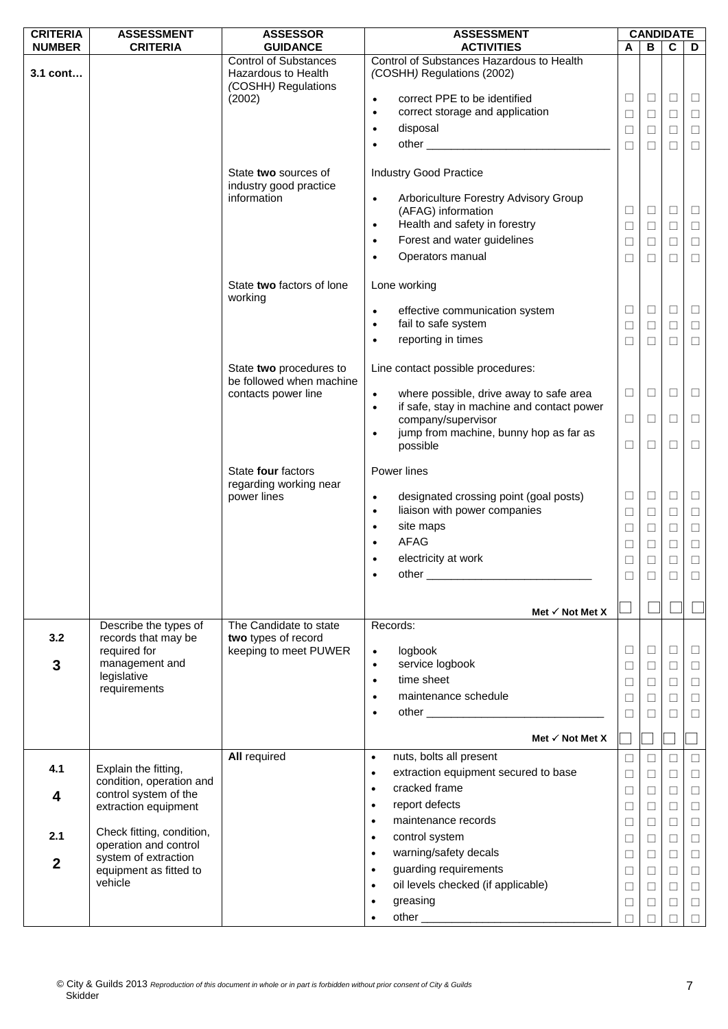| CRITERIA NUMBER | ASSESSMENT CRITERIA | ASSESSOR GUIDANCE | ASSESSMENT ACTIVITIES | CANDIDATE A | B | C | D |
|---|---|---|---|---|---|---|---|
| 3.1 cont… | | Control of Substances Hazardous to Health (COSHH) Regulations (2002) | Control of Substances Hazardous to Health (COSHH) Regulations (2002) | | | | |
| | | | • correct PPE to be identified | ☐ | ☐ | ☐ | ☐ |
| | | | • correct storage and application | ☐ | ☐ | ☐ | ☐ |
| | | | • disposal | ☐ | ☐ | ☐ | ☐ |
| | | | • other ______________________________ | ☐ | ☐ | ☐ | ☐ |
| | | State **two** sources of industry good practice information | Industry Good Practice | | | | |
| | | | • Arboriculture Forestry Advisory Group (AFAG) information | ☐ | ☐ | ☐ | ☐ |
| | | | • Health and safety in forestry | ☐ | ☐ | ☐ | ☐ |
| | | | • Forest and water guidelines | ☐ | ☐ | ☐ | ☐ |
| | | | • Operators manual | ☐ | ☐ | ☐ | ☐ |
| | | State **two** factors of lone working | Lone working | | | | |
| | | | • effective communication system | ☐ | ☐ | ☐ | ☐ |
| | | | • fail to safe system | ☐ | ☐ | ☐ | ☐ |
| | | | • reporting in times | ☐ | ☐ | ☐ | ☐ |
| | | State **two** procedures to be followed when machine contacts power line | Line contact possible procedures: | | | | |
| | | | • where possible, drive away to safe area | ☐ | ☐ | ☐ | ☐ |
| | | | • if safe, stay in machine and contact power company/supervisor | ☐ | ☐ | ☐ | ☐ |
| | | | • jump from machine, bunny hop as far as possible | ☐ | ☐ | ☐ | ☐ |
| | | State **four** factors regarding working near power lines | Power lines | | | | |
| | | | • designated crossing point (goal posts) | ☐ | ☐ | ☐ | ☐ |
| | | | • liaison with power companies | ☐ | ☐ | ☐ | ☐ |
| | | | • site maps | ☐ | ☐ | ☐ | ☐ |
| | | | • AFAG | ☐ | ☐ | ☐ | ☐ |
| | | | • electricity at work | ☐ | ☐ | ☐ | ☐ |
| | | | • other ___________________________ | ☐ | ☐ | ☐ | ☐ |
| | | | **Met ✓ Not Met X** | ☐ | ☐ | ☐ | ☐ |
| 3.2<br><br>**3** | Describe the types of records that may be required for management and legislative requirements | The Candidate to state **two** types of record keeping to meet PUWER | Records: | | | | |
| | | | • logbook | ☐ | ☐ | ☐ | ☐ |
| | | | • service logbook | ☐ | ☐ | ☐ | ☐ |
| | | | • time sheet | ☐ | ☐ | ☐ | ☐ |
| | | | • maintenance schedule | ☐ | ☐ | ☐ | ☐ |
| | | | • other _____________________________ | ☐ | ☐ | ☐ | ☐ |
| | | | **Met ✓ Not Met X** | ☐ | ☐ | ☐ | ☐ |
| 4.1<br><br>**4**<br><br>2.1<br><br>**2** | Explain the fitting, condition, operation and control system of the extraction equipment<br><br>Check fitting, condition, operation and control system of extraction equipment as fitted to vehicle | **All** required | • nuts, bolts all present | ☐ | ☐ | ☐ | ☐ |
| | | | • extraction equipment secured to base | ☐ | ☐ | ☐ | ☐ |
| | | | • cracked frame | ☐ | ☐ | ☐ | ☐ |
| | | | • report defects | ☐ | ☐ | ☐ | ☐ |
| | | | • maintenance records | ☐ | ☐ | ☐ | ☐ |
| | | | • control system | ☐ | ☐ | ☐ | ☐ |
| | | | • warning/safety decals | ☐ | ☐ | ☐ | ☐ |
| | | | • guarding requirements | ☐ | ☐ | ☐ | ☐ |
| | | | • oil levels checked (if applicable) | ☐ | ☐ | ☐ | ☐ |
| | | | • greasing | ☐ | ☐ | ☐ | ☐ |
| | | | • other _______________________________ | ☐ | ☐ | ☐ | ☐ |

© City & Guilds 2013 *Reproduction of this document in whole or in part is forbidden without prior consent of City & Guilds*
Skidder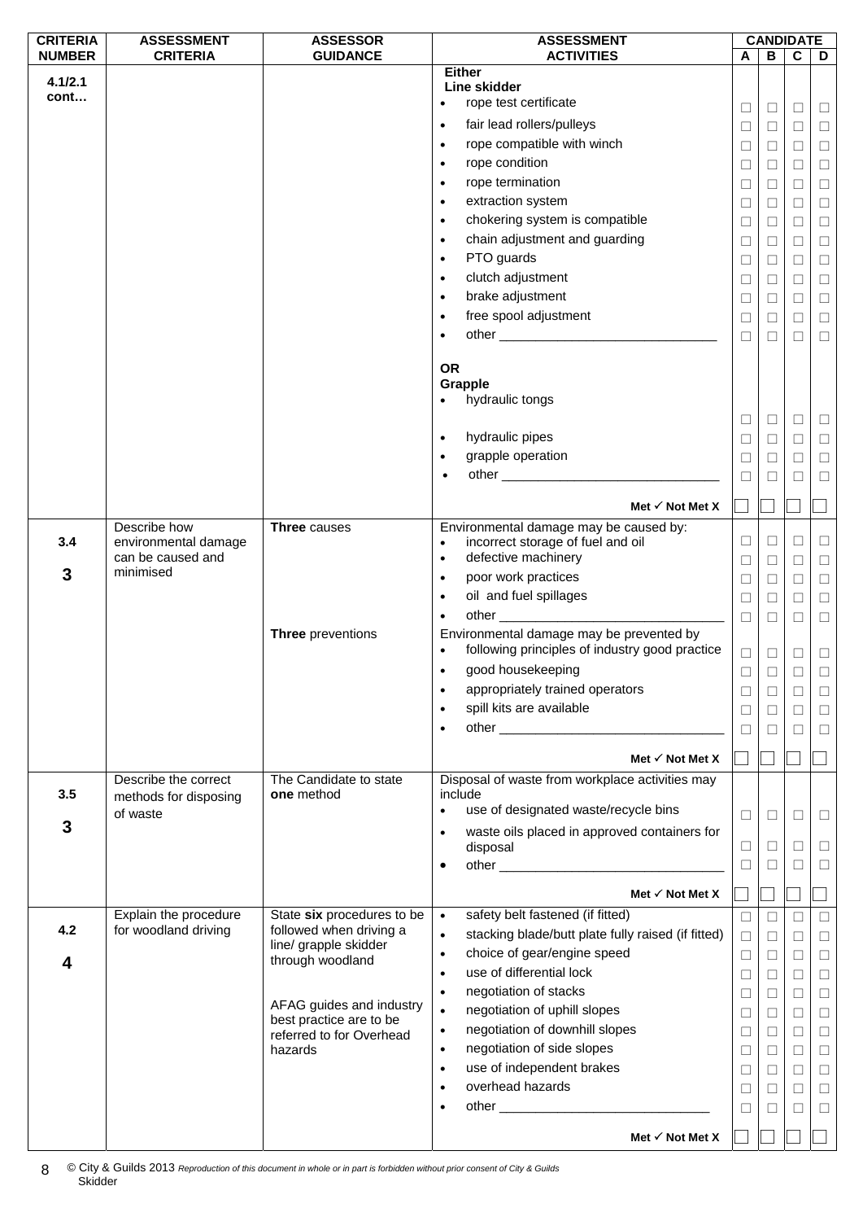| CRITERIA NUMBER | ASSESSMENT CRITERIA | ASSESSOR GUIDANCE | ASSESSMENT ACTIVITIES | CANDIDATE A | B | C | D |
|---|---|---|---|---|---|---|---|
| 4.1/2.1 cont… | | | **Either** **Line skidder** | | | | |
| | | | • rope test certificate | ☐ | ☐ | ☐ | ☐ |
| | | | • fair lead rollers/pulleys | ☐ | ☐ | ☐ | ☐ |
| | | | • rope compatible with winch | ☐ | ☐ | ☐ | ☐ |
| | | | • rope condition | ☐ | ☐ | ☐ | ☐ |
| | | | • rope termination | ☐ | ☐ | ☐ | ☐ |
| | | | • extraction system | ☐ | ☐ | ☐ | ☐ |
| | | | • chokering system is compatible | ☐ | ☐ | ☐ | ☐ |
| | | | • chain adjustment and guarding | ☐ | ☐ | ☐ | ☐ |
| | | | • PTO guards | ☐ | ☐ | ☐ | ☐ |
| | | | • clutch adjustment | ☐ | ☐ | ☐ | ☐ |
| | | | • brake adjustment | ☐ | ☐ | ☐ | ☐ |
| | | | • free spool adjustment | ☐ | ☐ | ☐ | ☐ |
| | | | • other ______________________________ | ☐ | ☐ | ☐ | ☐ |
| | | | **OR** **Grapple** | | | | |
| | | | • hydraulic tongs | ☐ | ☐ | ☐ | ☐ |
| | | | • hydraulic pipes | ☐ | ☐ | ☐ | ☐ |
| | | | • grapple operation | ☐ | ☐ | ☐ | ☐ |
| | | | • other ______________________________ | ☐ | ☐ | ☐ | ☐ |
| | | | **Met ✓ Not Met X** | ☐ | ☐ | ☐ | ☐ |
| 3.4 **3** | Describe how environmental damage can be caused and minimised | **Three** causes | Environmental damage may be caused by: | | | | |
| | | | • incorrect storage of fuel and oil | ☐ | ☐ | ☐ | ☐ |
| | | | • defective machinery | ☐ | ☐ | ☐ | ☐ |
| | | | • poor work practices | ☐ | ☐ | ☐ | ☐ |
| | | | • oil and fuel spillages | ☐ | ☐ | ☐ | ☐ |
| | | | • other ______________________________ | ☐ | ☐ | ☐ | ☐ |
| | | **Three** preventions | Environmental damage may be prevented by | | | | |
| | | | • following principles of industry good practice | ☐ | ☐ | ☐ | ☐ |
| | | | • good housekeeping | ☐ | ☐ | ☐ | ☐ |
| | | | • appropriately trained operators | ☐ | ☐ | ☐ | ☐ |
| | | | • spill kits are available | ☐ | ☐ | ☐ | ☐ |
| | | | • other ______________________________ | ☐ | ☐ | ☐ | ☐ |
| | | | **Met ✓ Not Met X** | ☐ | ☐ | ☐ | ☐ |
| 3.5 **3** | Describe the correct methods for disposing of waste | The Candidate to state **one** method | Disposal of waste from workplace activities may include | | | | |
| | | | • use of designated waste/recycle bins | ☐ | ☐ | ☐ | ☐ |
| | | | • waste oils placed in approved containers for disposal | ☐ | ☐ | ☐ | ☐ |
| | | | • other ______________________________ | ☐ | ☐ | ☐ | ☐ |
| | | | **Met ✓ Not Met X** | ☐ | ☐ | ☐ | ☐ |
| 4.2 **4** | Explain the procedure for woodland driving | State **six** procedures to be followed when driving a line/ grapple skidder through woodland | • safety belt fastened (if fitted) | ☐ | ☐ | ☐ | ☐ |
| | | | • stacking blade/butt plate fully raised (if fitted) | ☐ | ☐ | ☐ | ☐ |
| | | | • choice of gear/engine speed | ☐ | ☐ | ☐ | ☐ |
| | | | • use of differential lock | ☐ | ☐ | ☐ | ☐ |
| | | | • negotiation of stacks | ☐ | ☐ | ☐ | ☐ |
| | | AFAG guides and industry best practice are to be referred to for Overhead hazards | • negotiation of uphill slopes | ☐ | ☐ | ☐ | ☐ |
| | | | • negotiation of downhill slopes | ☐ | ☐ | ☐ | ☐ |
| | | | • negotiation of side slopes | ☐ | ☐ | ☐ | ☐ |
| | | | • use of independent brakes | ☐ | ☐ | ☐ | ☐ |
| | | | • overhead hazards | ☐ | ☐ | ☐ | ☐ |
| | | | • other ______________________________ | ☐ | ☐ | ☐ | ☐ |
| | | | **Met ✓ Not Met X** | ☐ | ☐ | ☐ | ☐ |

© City & Guilds 2013 *Reproduction of this document in whole or in part is forbidden without prior consent of City & Guilds*
Skidder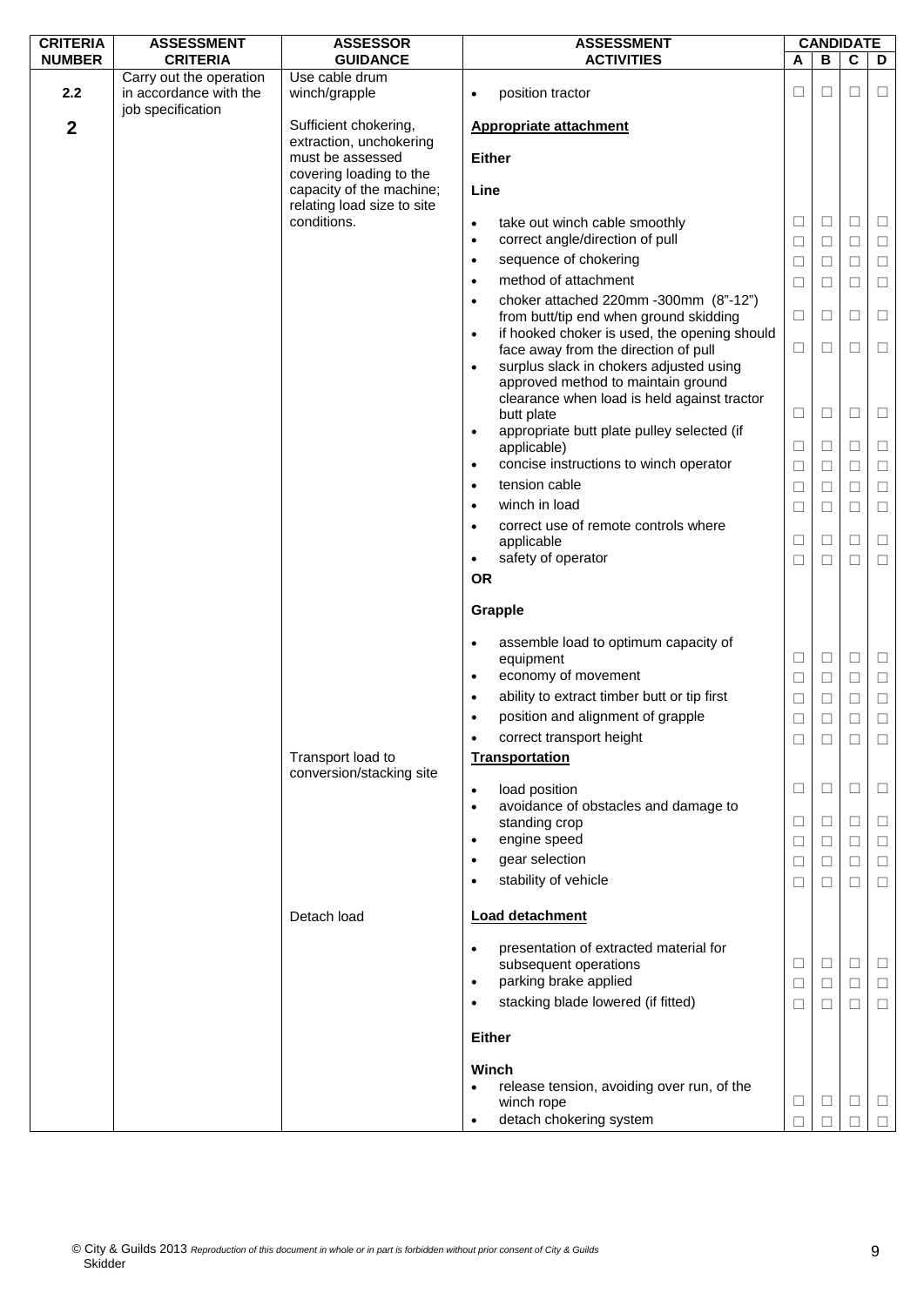| CRITERIA NUMBER | ASSESSMENT CRITERIA | ASSESSOR GUIDANCE | ASSESSMENT ACTIVITIES | CANDIDATE A | B | C | D |
|---|---|---|---|---|---|---|---|
| 2.2 | Carry out the operation in accordance with the job specification | Use cable drum winch/grapple | • position tractor | ☐ | ☐ | ☐ | ☐ |
| 2 | | Sufficient chokering, extraction, unchokering must be assessed covering loading to the capacity of the machine; relating load size to site conditions. | **Appropriate attachment** | | | | |
| | | | **Either** | | | | |
| | | | **Line** | | | | |
| | | | • take out winch cable smoothly | ☐ | ☐ | ☐ | ☐ |
| | | | • correct angle/direction of pull | ☐ | ☐ | ☐ | ☐ |
| | | | • sequence of chokering | ☐ | ☐ | ☐ | ☐ |
| | | | • method of attachment | ☐ | ☐ | ☐ | ☐ |
| | | | • choker attached 220mm -300mm (8"-12") from butt/tip end when ground skidding | ☐ | ☐ | ☐ | ☐ |
| | | | • if hooked choker is used, the opening should face away from the direction of pull | ☐ | ☐ | ☐ | ☐ |
| | | | • surplus slack in chokers adjusted using approved method to maintain ground clearance when load is held against tractor butt plate | ☐ | ☐ | ☐ | ☐ |
| | | | • appropriate butt plate pulley selected (if applicable) | ☐ | ☐ | ☐ | ☐ |
| | | | • concise instructions to winch operator | ☐ | ☐ | ☐ | ☐ |
| | | | • tension cable | ☐ | ☐ | ☐ | ☐ |
| | | | • winch in load | ☐ | ☐ | ☐ | ☐ |
| | | | • correct use of remote controls where applicable | ☐ | ☐ | ☐ | ☐ |
| | | | • safety of operator | ☐ | ☐ | ☐ | ☐ |
| | | | **OR** | | | | |
| | | | **Grapple** | | | | |
| | | | • assemble load to optimum capacity of equipment | ☐ | ☐ | ☐ | ☐ |
| | | | • economy of movement | ☐ | ☐ | ☐ | ☐ |
| | | | • ability to extract timber butt or tip first | ☐ | ☐ | ☐ | ☐ |
| | | | • position and alignment of grapple | ☐ | ☐ | ☐ | ☐ |
| | | | • correct transport height | ☐ | ☐ | ☐ | ☐ |
| | | Transport load to conversion/stacking site | **Transportation** | | | | |
| | | | • load position | ☐ | ☐ | ☐ | ☐ |
| | | | • avoidance of obstacles and damage to standing crop | ☐ | ☐ | ☐ | ☐ |
| | | | • engine speed | ☐ | ☐ | ☐ | ☐ |
| | | | • gear selection | ☐ | ☐ | ☐ | ☐ |
| | | | • stability of vehicle | ☐ | ☐ | ☐ | ☐ |
| | | Detach load | **Load detachment** | | | | |
| | | | • presentation of extracted material for subsequent operations | ☐ | ☐ | ☐ | ☐ |
| | | | • parking brake applied | ☐ | ☐ | ☐ | ☐ |
| | | | • stacking blade lowered (if fitted) | ☐ | ☐ | ☐ | ☐ |
| | | | **Either** | | | | |
| | | | **Winch** | | | | |
| | | | • release tension, avoiding over run, of the winch rope | ☐ | ☐ | ☐ | ☐ |
| | | | • detach chokering system | ☐ | ☐ | ☐ | ☐ |

© City & Guilds 2013 *Reproduction of this document in whole or in part is forbidden without prior consent of City & Guilds*
Skidder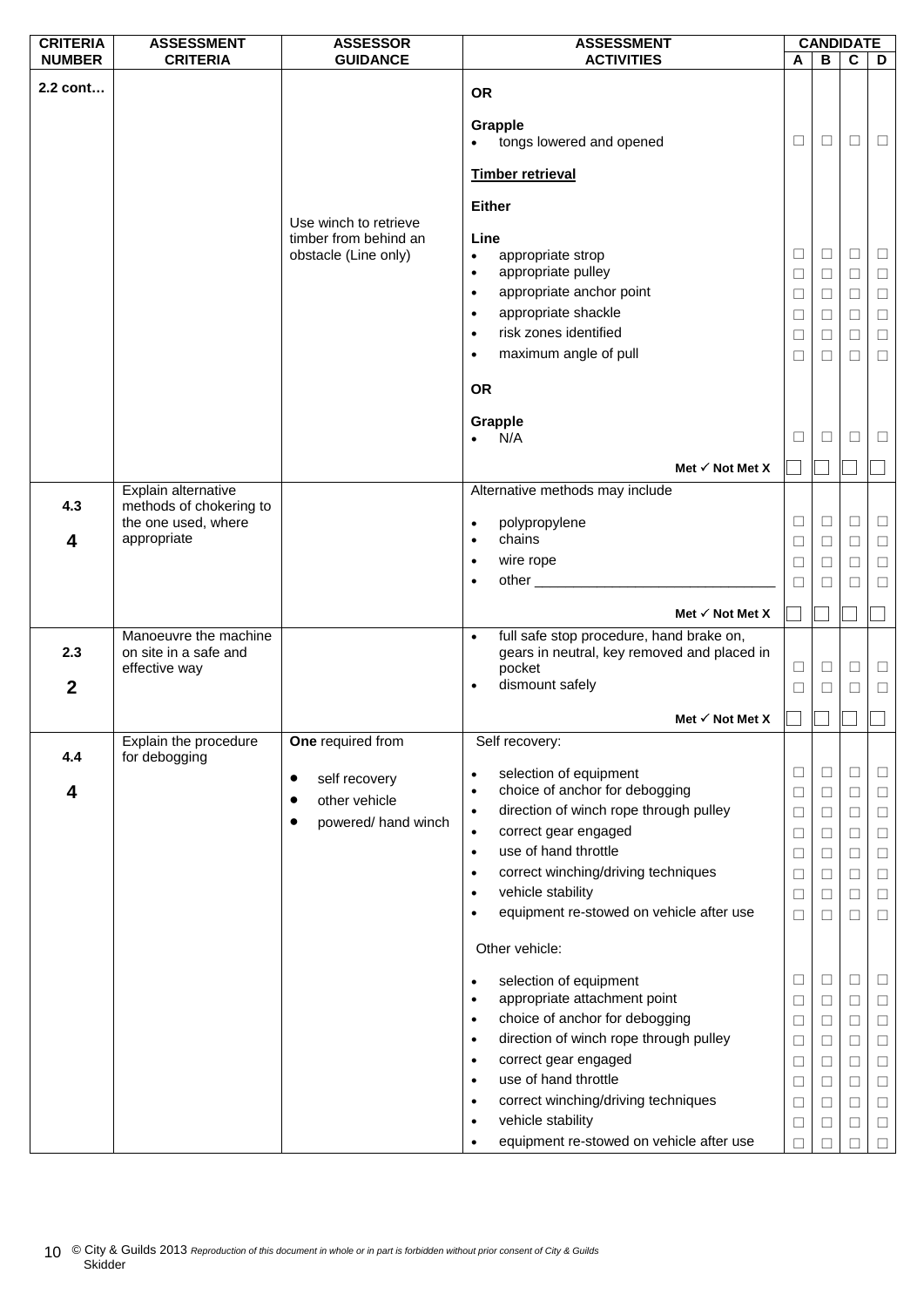| CRITERIA NUMBER | ASSESSMENT CRITERIA | ASSESSOR GUIDANCE | ASSESSMENT ACTIVITIES | CANDIDATE A | CANDIDATE B | CANDIDATE C | CANDIDATE D |
|---|---|---|---|---|---|---|---|
| **2.2 cont…** | | | **OR** | | | | |
| | | | **Grapple** | | | | |
| | | | • tongs lowered and opened | ☐ | ☐ | ☐ | ☐ |
| | | | **Timber retrieval** | | | | |
| | | | **Either** | | | | |
| | | Use winch to retrieve timber from behind an obstacle (Line only) | **Line** | | | | |
| | | | • appropriate strop | ☐ | ☐ | ☐ | ☐ |
| | | | • appropriate pulley | ☐ | ☐ | ☐ | ☐ |
| | | | • appropriate anchor point | ☐ | ☐ | ☐ | ☐ |
| | | | • appropriate shackle | ☐ | ☐ | ☐ | ☐ |
| | | | • risk zones identified | ☐ | ☐ | ☐ | ☐ |
| | | | • maximum angle of pull | ☐ | ☐ | ☐ | ☐ |
| | | | **OR** | | | | |
| | | | **Grapple** | | | | |
| | | | • N/A | ☐ | ☐ | ☐ | ☐ |
| | | | **Met ✓ Not Met X** | ☐ | ☐ | ☐ | ☐ |
| **4.3** **4** | Explain alternative methods of chokering to the one used, where appropriate | | Alternative methods may include | | | | |
| | | | • polypropylene | ☐ | ☐ | ☐ | ☐ |
| | | | • chains | ☐ | ☐ | ☐ | ☐ |
| | | | • wire rope | ☐ | ☐ | ☐ | ☐ |
| | | | • other _______________________________ | ☐ | ☐ | ☐ | ☐ |
| | | | **Met ✓ Not Met X** | ☐ | ☐ | ☐ | ☐ |
| **2.3** **2** | Manoeuvre the machine on site in a safe and effective way | | • full safe stop procedure, hand brake on, gears in neutral, key removed and placed in pocket | ☐ | ☐ | ☐ | ☐ |
| | | | • dismount safely | ☐ | ☐ | ☐ | ☐ |
| | | | **Met ✓ Not Met X** | ☐ | ☐ | ☐ | ☐ |
| **4.4** **4** | Explain the procedure for debogging | **One** required from: • self recovery • other vehicle • powered/ hand winch | Self recovery: | | | | |
| | | | • selection of equipment | ☐ | ☐ | ☐ | ☐ |
| | | | • choice of anchor for debogging | ☐ | ☐ | ☐ | ☐ |
| | | | • direction of winch rope through pulley | ☐ | ☐ | ☐ | ☐ |
| | | | • correct gear engaged | ☐ | ☐ | ☐ | ☐ |
| | | | • use of hand throttle | ☐ | ☐ | ☐ | ☐ |
| | | | • correct winching/driving techniques | ☐ | ☐ | ☐ | ☐ |
| | | | • vehicle stability | ☐ | ☐ | ☐ | ☐ |
| | | | • equipment re-stowed on vehicle after use | ☐ | ☐ | ☐ | ☐ |
| | | | Other vehicle: | | | | |
| | | | • selection of equipment | ☐ | ☐ | ☐ | ☐ |
| | | | • appropriate attachment point | ☐ | ☐ | ☐ | ☐ |
| | | | • choice of anchor for debogging | ☐ | ☐ | ☐ | ☐ |
| | | | • direction of winch rope through pulley | ☐ | ☐ | ☐ | ☐ |
| | | | • correct gear engaged | ☐ | ☐ | ☐ | ☐ |
| | | | • use of hand throttle | ☐ | ☐ | ☐ | ☐ |
| | | | • correct winching/driving techniques | ☐ | ☐ | ☐ | ☐ |
| | | | • vehicle stability | ☐ | ☐ | ☐ | ☐ |
| | | | • equipment re-stowed on vehicle after use | ☐ | ☐ | ☐ | ☐ |

© City & Guilds 2013 *Reproduction of this document in whole or in part is forbidden without prior consent of City & Guilds*
Skidder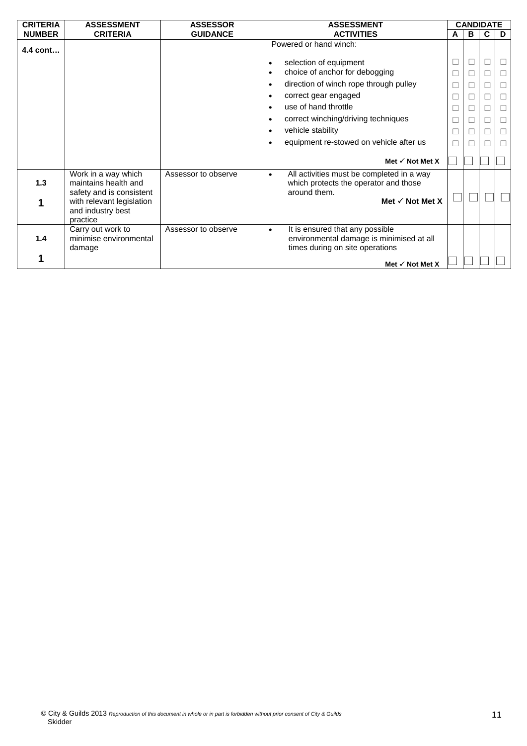| CRITERIA NUMBER | ASSESSMENT CRITERIA | ASSESSOR GUIDANCE | ASSESSMENT ACTIVITIES | CANDIDATE | | | |
|---|---|---|---|---|---|---|---|
| | | | | A | B | C | D |
| 4.4 cont… | | | Powered or hand winch: | | | | |
| | | | • selection of equipment | ☐ | ☐ | ☐ | ☐ |
| | | | • choice of anchor for debogging | ☐ | ☐ | ☐ | ☐ |
| | | | • direction of winch rope through pulley | ☐ | ☐ | ☐ | ☐ |
| | | | • correct gear engaged | ☐ | ☐ | ☐ | ☐ |
| | | | • use of hand throttle | ☐ | ☐ | ☐ | ☐ |
| | | | • correct winching/driving techniques | ☐ | ☐ | ☐ | ☐ |
| | | | • vehicle stability | ☐ | ☐ | ☐ | ☐ |
| | | | • equipment re-stowed on vehicle after us | ☐ | ☐ | ☐ | ☐ |
| | | | **Met ✓ Not Met X** | ☐ | ☐ | ☐ | ☐ |
| **1.3** **1** | Work in a way which maintains health and safety and is consistent with relevant legislation and industry best practice | Assessor to observe | • All activities must be completed in a way which protects the operator and those around them. **Met ✓ Not Met X** | ☐ | ☐ | ☐ | ☐ |
| **1.4** **1** | Carry out work to minimise environmental damage | Assessor to observe | • It is ensured that any possible environmental damage is minimised at all times during on site operations **Met ✓ Not Met X** | ☐ | ☐ | ☐ | ☐ |

© City & Guilds 2013 *Reproduction of this document in whole or in part is forbidden without prior consent of City & Guilds*
Skidder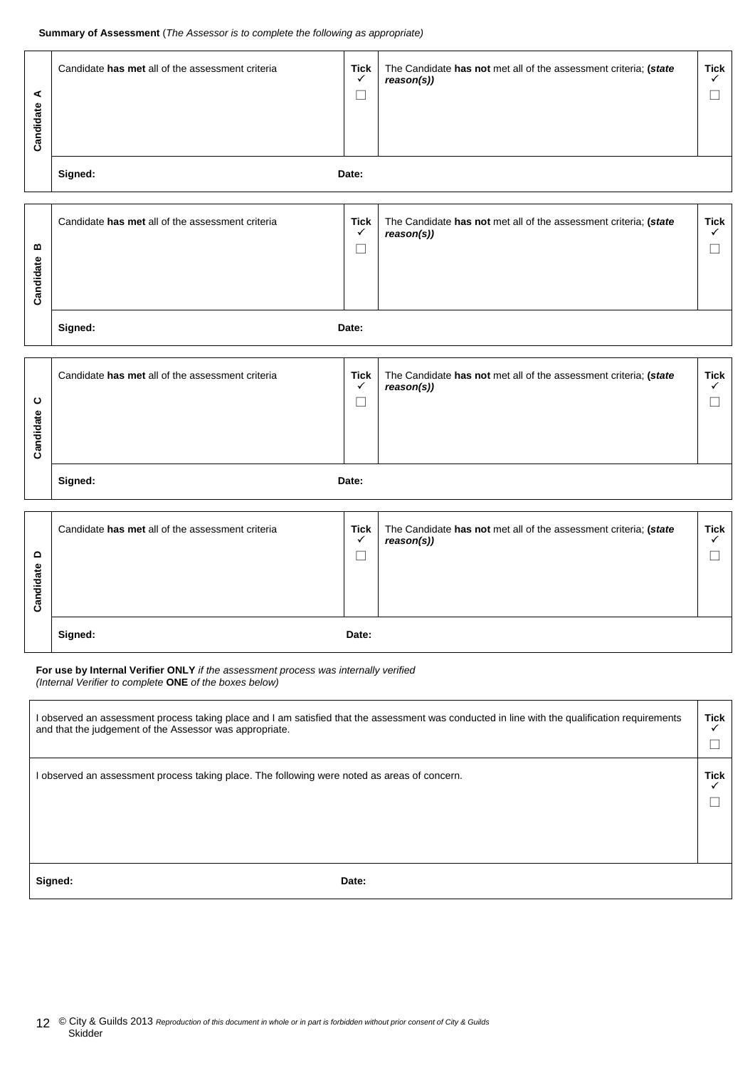**Summary of Assessment** (*The Assessor is to complete the following as appropriate*)

| | | | | |
|---|---|---|---|---|
| **Candidate A** | Candidate **has met** all of the assessment criteria | **Tick** ✓ ☐ | The Candidate **has not** met all of the assessment criteria; ***(state reason(s))*** | **Tick** ✓ ☐ |
| | **Signed:** | **Date:** | | |

| | | | | |
|---|---|---|---|---|
| **Candidate B** | Candidate **has met** all of the assessment criteria | **Tick** ✓ ☐ | The Candidate **has not** met all of the assessment criteria; ***(state reason(s))*** | **Tick** ✓ ☐ |
| | **Signed:** | **Date:** | | |

| | | | | |
|---|---|---|---|---|
| **Candidate C** | Candidate **has met** all of the assessment criteria | **Tick** ✓ ☐ | The Candidate **has not** met all of the assessment criteria; ***(state reason(s))*** | **Tick** ✓ ☐ |
| | **Signed:** | **Date:** | | |

| | | | | |
|---|---|---|---|---|
| **Candidate D** | Candidate **has met** all of the assessment criteria | **Tick** ✓ ☐ | The Candidate **has not** met all of the assessment criteria; ***(state reason(s))*** | **Tick** ✓ ☐ |
| | **Signed:** | **Date:** | | |

**For use by Internal Verifier ONLY** *if the assessment process was internally verified*
*(Internal Verifier to complete* **ONE** *of the boxes below)*

| | | |
|---|---|---|
| I observed an assessment process taking place and I am satisfied that the assessment was conducted in line with the qualification requirements and that the judgement of the Assessor was appropriate. | | **Tick** ✓ ☐ |
| I observed an assessment process taking place. The following were noted as areas of concern. | | **Tick** ✓ ☐ |
| **Signed:** | **Date:** | |

© City & Guilds 2013 *Reproduction of this document in whole or in part is forbidden without prior consent of City & Guilds*
Skidder